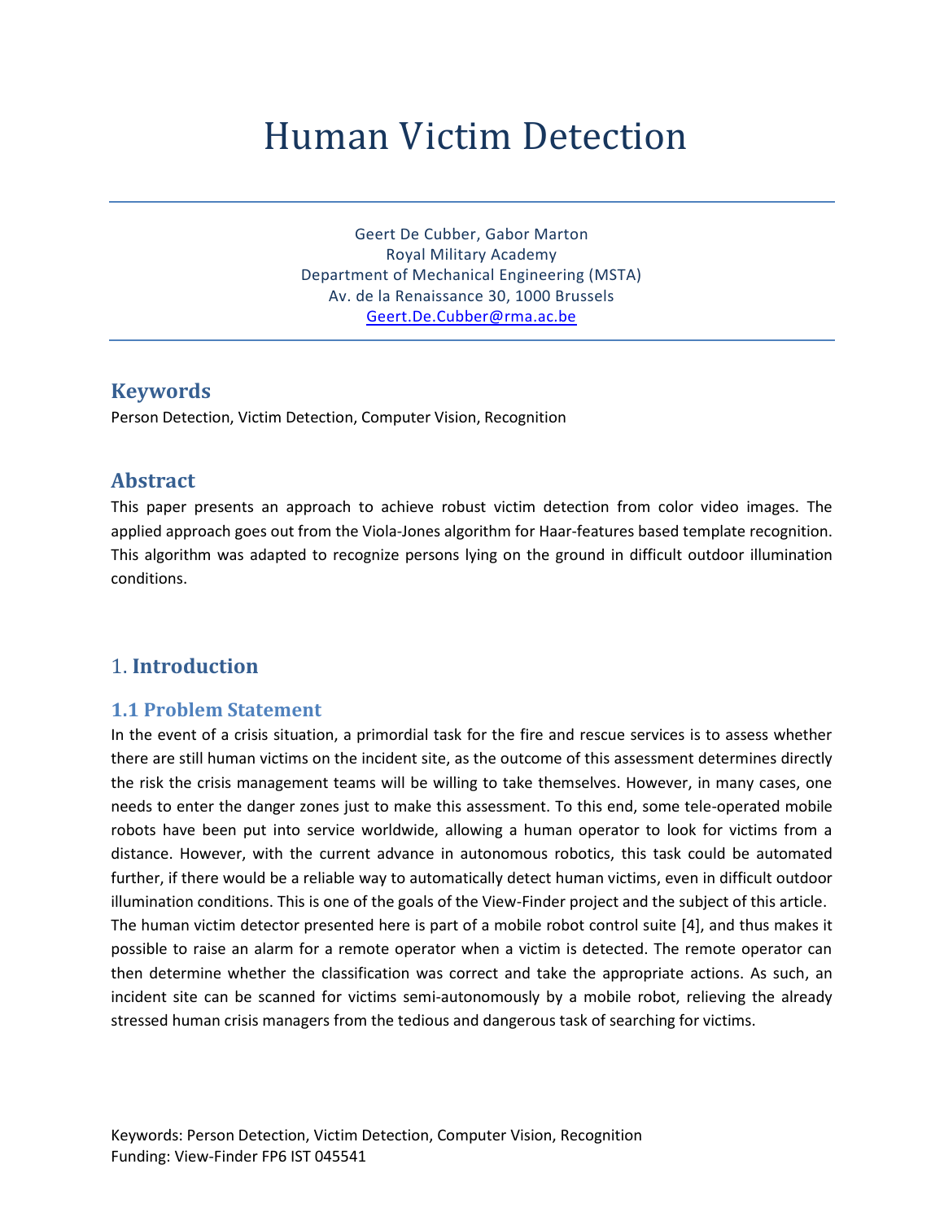# Human Victim Detection

Geert De Cubber, Gabor Marton
Royal Military Academy
Department of Mechanical Engineering (MSTA)
Av. de la Renaissance 30, 1000 Brussels
Geert.De.Cubber@rma.ac.be

## Keywords

Person Detection, Victim Detection, Computer Vision, Recognition

## Abstract

This paper presents an approach to achieve robust victim detection from color video images. The applied approach goes out from the Viola-Jones algorithm for Haar-features based template recognition. This algorithm was adapted to recognize persons lying on the ground in difficult outdoor illumination conditions.

## 1. Introduction

### 1.1 Problem Statement

In the event of a crisis situation, a primordial task for the fire and rescue services is to assess whether there are still human victims on the incident site, as the outcome of this assessment determines directly the risk the crisis management teams will be willing to take themselves. However, in many cases, one needs to enter the danger zones just to make this assessment. To this end, some tele-operated mobile robots have been put into service worldwide, allowing a human operator to look for victims from a distance. However, with the current advance in autonomous robotics, this task could be automated further, if there would be a reliable way to automatically detect human victims, even in difficult outdoor illumination conditions. This is one of the goals of the View-Finder project and the subject of this article.
The human victim detector presented here is part of a mobile robot control suite [4], and thus makes it possible to raise an alarm for a remote operator when a victim is detected. The remote operator can then determine whether the classification was correct and take the appropriate actions. As such, an incident site can be scanned for victims semi-autonomously by a mobile robot, relieving the already stressed human crisis managers from the tedious and dangerous task of searching for victims.

Keywords: Person Detection, Victim Detection, Computer Vision, Recognition
Funding: View-Finder FP6 IST 045541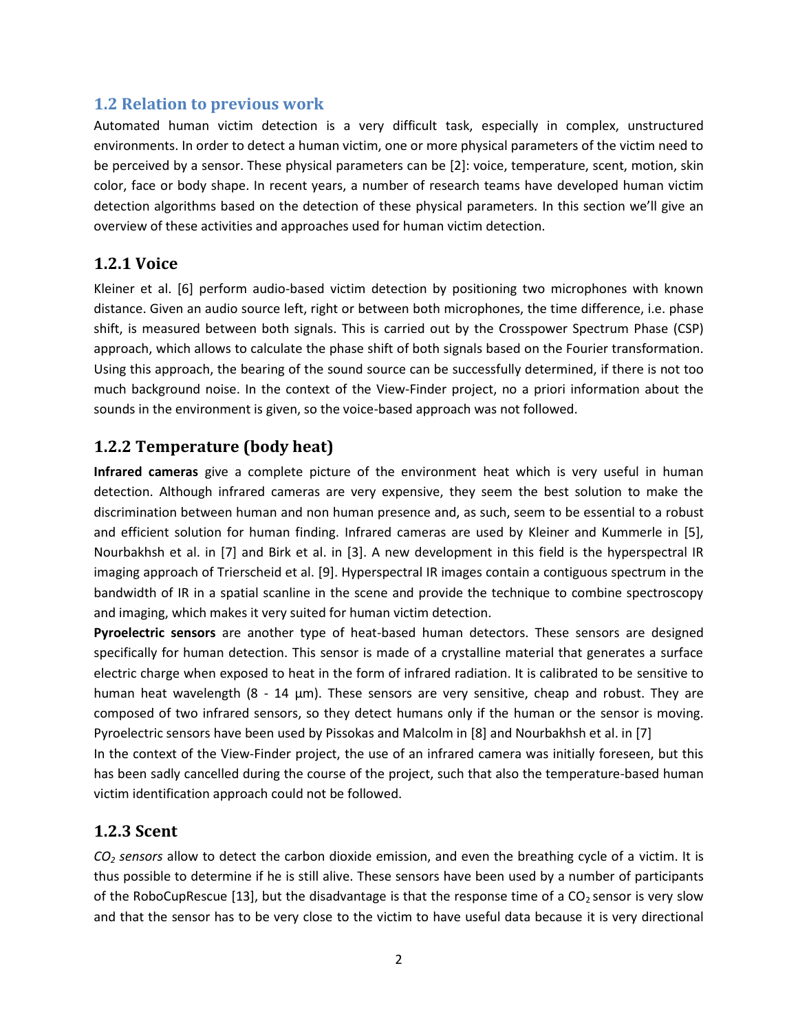## 1.2 Relation to previous work

Automated human victim detection is a very difficult task, especially in complex, unstructured environments. In order to detect a human victim, one or more physical parameters of the victim need to be perceived by a sensor. These physical parameters can be [2]: voice, temperature, scent, motion, skin color, face or body shape. In recent years, a number of research teams have developed human victim detection algorithms based on the detection of these physical parameters. In this section we'll give an overview of these activities and approaches used for human victim detection.

### 1.2.1 Voice

Kleiner et al. [6] perform audio-based victim detection by positioning two microphones with known distance. Given an audio source left, right or between both microphones, the time difference, i.e. phase shift, is measured between both signals. This is carried out by the Crosspower Spectrum Phase (CSP) approach, which allows to calculate the phase shift of both signals based on the Fourier transformation. Using this approach, the bearing of the sound source can be successfully determined, if there is not too much background noise. In the context of the View-Finder project, no a priori information about the sounds in the environment is given, so the voice-based approach was not followed.

### 1.2.2 Temperature (body heat)

**Infrared cameras** give a complete picture of the environment heat which is very useful in human detection. Although infrared cameras are very expensive, they seem the best solution to make the discrimination between human and non human presence and, as such, seem to be essential to a robust and efficient solution for human finding. Infrared cameras are used by Kleiner and Kummerle in [5], Nourbakhsh et al. in [7] and Birk et al. in [3]. A new development in this field is the hyperspectral IR imaging approach of Trierscheid et al. [9]. Hyperspectral IR images contain a contiguous spectrum in the bandwidth of IR in a spatial scanline in the scene and provide the technique to combine spectroscopy and imaging, which makes it very suited for human victim detection.

**Pyroelectric sensors** are another type of heat-based human detectors. These sensors are designed specifically for human detection. This sensor is made of a crystalline material that generates a surface electric charge when exposed to heat in the form of infrared radiation. It is calibrated to be sensitive to human heat wavelength (8 - 14 µm). These sensors are very sensitive, cheap and robust. They are composed of two infrared sensors, so they detect humans only if the human or the sensor is moving. Pyroelectric sensors have been used by Pissokas and Malcolm in [8] and Nourbakhsh et al. in [7]

In the context of the View-Finder project, the use of an infrared camera was initially foreseen, but this has been sadly cancelled during the course of the project, such that also the temperature-based human victim identification approach could not be followed.

### 1.2.3 Scent

*$CO_2$ sensors* allow to detect the carbon dioxide emission, and even the breathing cycle of a victim. It is thus possible to determine if he is still alive. These sensors have been used by a number of participants of the RoboCupRescue [13], but the disadvantage is that the response time of a $CO_2$ sensor is very slow and that the sensor has to be very close to the victim to have useful data because it is very directional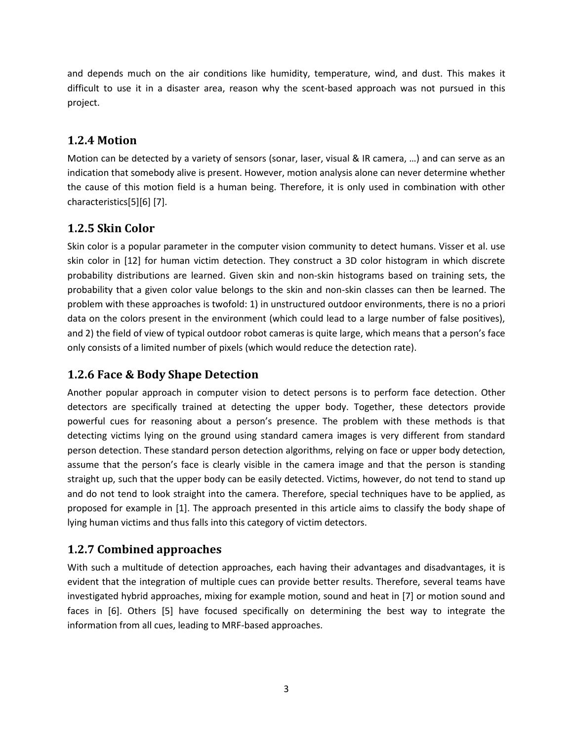and depends much on the air conditions like humidity, temperature, wind, and dust. This makes it difficult to use it in a disaster area, reason why the scent-based approach was not pursued in this project.

### 1.2.4 Motion

Motion can be detected by a variety of sensors (sonar, laser, visual & IR camera, …) and can serve as an indication that somebody alive is present. However, motion analysis alone can never determine whether the cause of this motion field is a human being. Therefore, it is only used in combination with other characteristics[5][6] [7].

### 1.2.5 Skin Color

Skin color is a popular parameter in the computer vision community to detect humans. Visser et al. use skin color in [12] for human victim detection. They construct a 3D color histogram in which discrete probability distributions are learned. Given skin and non-skin histograms based on training sets, the probability that a given color value belongs to the skin and non-skin classes can then be learned. The problem with these approaches is twofold: 1) in unstructured outdoor environments, there is no a priori data on the colors present in the environment (which could lead to a large number of false positives), and 2) the field of view of typical outdoor robot cameras is quite large, which means that a person's face only consists of a limited number of pixels (which would reduce the detection rate).

### 1.2.6 Face & Body Shape Detection

Another popular approach in computer vision to detect persons is to perform face detection. Other detectors are specifically trained at detecting the upper body. Together, these detectors provide powerful cues for reasoning about a person's presence. The problem with these methods is that detecting victims lying on the ground using standard camera images is very different from standard person detection. These standard person detection algorithms, relying on face or upper body detection, assume that the person's face is clearly visible in the camera image and that the person is standing straight up, such that the upper body can be easily detected. Victims, however, do not tend to stand up and do not tend to look straight into the camera. Therefore, special techniques have to be applied, as proposed for example in [1]. The approach presented in this article aims to classify the body shape of lying human victims and thus falls into this category of victim detectors.

### 1.2.7 Combined approaches

With such a multitude of detection approaches, each having their advantages and disadvantages, it is evident that the integration of multiple cues can provide better results. Therefore, several teams have investigated hybrid approaches, mixing for example motion, sound and heat in [7] or motion sound and faces in [6]. Others [5] have focused specifically on determining the best way to integrate the information from all cues, leading to MRF-based approaches.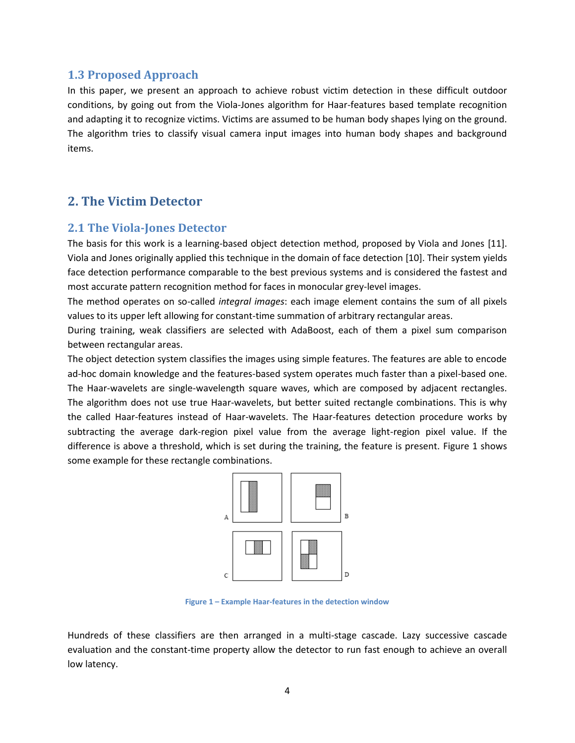### 1.3 Proposed Approach

In this paper, we present an approach to achieve robust victim detection in these difficult outdoor conditions, by going out from the Viola-Jones algorithm for Haar-features based template recognition and adapting it to recognize victims. Victims are assumed to be human body shapes lying on the ground. The algorithm tries to classify visual camera input images into human body shapes and background items.

## 2. The Victim Detector

### 2.1 The Viola-Jones Detector

The basis for this work is a learning-based object detection method, proposed by Viola and Jones [11]. Viola and Jones originally applied this technique in the domain of face detection [10]. Their system yields face detection performance comparable to the best previous systems and is considered the fastest and most accurate pattern recognition method for faces in monocular grey-level images.

The method operates on so-called *integral images*: each image element contains the sum of all pixels values to its upper left allowing for constant-time summation of arbitrary rectangular areas.

During training, weak classifiers are selected with AdaBoost, each of them a pixel sum comparison between rectangular areas.

The object detection system classifies the images using simple features. The features are able to encode ad-hoc domain knowledge and the features-based system operates much faster than a pixel-based one. The Haar-wavelets are single-wavelength square waves, which are composed by adjacent rectangles. The algorithm does not use true Haar-wavelets, but better suited rectangle combinations. This is why the called Haar-features instead of Haar-wavelets. The Haar-features detection procedure works by subtracting the average dark-region pixel value from the average light-region pixel value. If the difference is above a threshold, which is set during the training, the feature is present. Figure 1 shows some example for these rectangle combinations.

Figure 1 – Example Haar-features in the detection window

Hundreds of these classifiers are then arranged in a multi-stage cascade. Lazy successive cascade evaluation and the constant-time property allow the detector to run fast enough to achieve an overall low latency.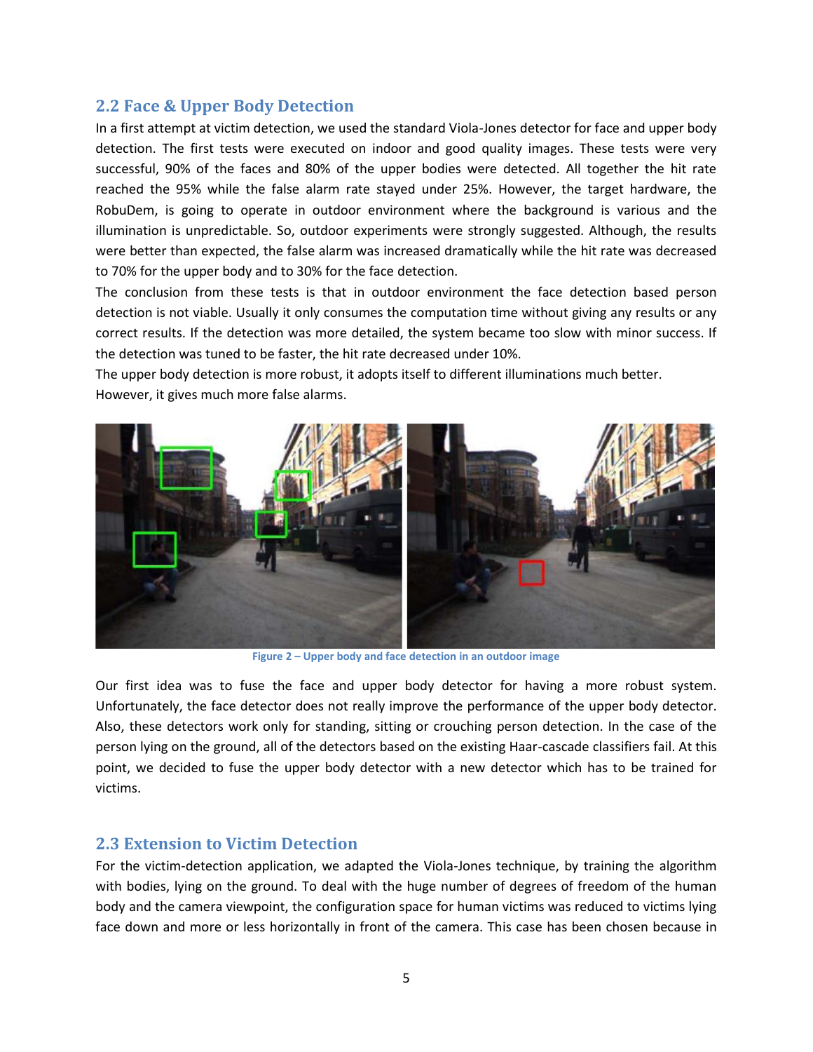## 2.2 Face & Upper Body Detection

In a first attempt at victim detection, we used the standard Viola-Jones detector for face and upper body detection. The first tests were executed on indoor and good quality images. These tests were very successful, 90% of the faces and 80% of the upper bodies were detected. All together the hit rate reached the 95% while the false alarm rate stayed under 25%. However, the target hardware, the RobuDem, is going to operate in outdoor environment where the background is various and the illumination is unpredictable. So, outdoor experiments were strongly suggested. Although, the results were better than expected, the false alarm was increased dramatically while the hit rate was decreased to 70% for the upper body and to 30% for the face detection.

The conclusion from these tests is that in outdoor environment the face detection based person detection is not viable. Usually it only consumes the computation time without giving any results or any correct results. If the detection was more detailed, the system became too slow with minor success. If the detection was tuned to be faster, the hit rate decreased under 10%.

The upper body detection is more robust, it adopts itself to different illuminations much better. However, it gives much more false alarms.

Figure 2 – Upper body and face detection in an outdoor image

Our first idea was to fuse the face and upper body detector for having a more robust system. Unfortunately, the face detector does not really improve the performance of the upper body detector. Also, these detectors work only for standing, sitting or crouching person detection. In the case of the person lying on the ground, all of the detectors based on the existing Haar-cascade classifiers fail. At this point, we decided to fuse the upper body detector with a new detector which has to be trained for victims.

## 2.3 Extension to Victim Detection

For the victim-detection application, we adapted the Viola-Jones technique, by training the algorithm with bodies, lying on the ground. To deal with the huge number of degrees of freedom of the human body and the camera viewpoint, the configuration space for human victims was reduced to victims lying face down and more or less horizontally in front of the camera. This case has been chosen because in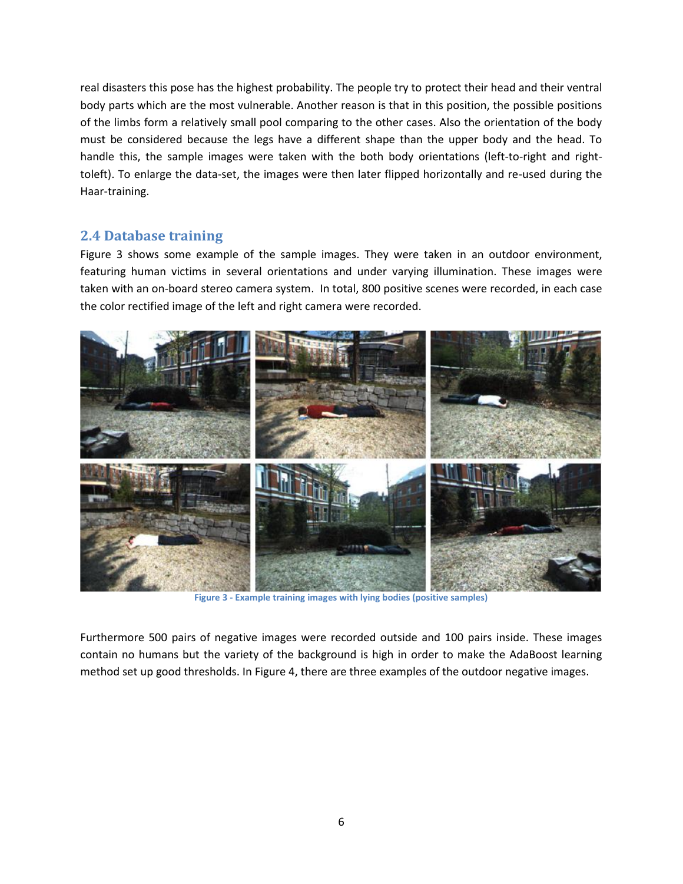real disasters this pose has the highest probability. The people try to protect their head and their ventral body parts which are the most vulnerable. Another reason is that in this position, the possible positions of the limbs form a relatively small pool comparing to the other cases. Also the orientation of the body must be considered because the legs have a different shape than the upper body and the head. To handle this, the sample images were taken with the both body orientations (left-to-right and right-toleft). To enlarge the data-set, the images were then later flipped horizontally and re-used during the Haar-training.

## 2.4 Database training

Figure 3 shows some example of the sample images. They were taken in an outdoor environment, featuring human victims in several orientations and under varying illumination. These images were taken with an on-board stereo camera system. In total, 800 positive scenes were recorded, in each case the color rectified image of the left and right camera were recorded.

Figure 3 - Example training images with lying bodies (positive samples)

Furthermore 500 pairs of negative images were recorded outside and 100 pairs inside. These images contain no humans but the variety of the background is high in order to make the AdaBoost learning method set up good thresholds. In Figure 4, there are three examples of the outdoor negative images.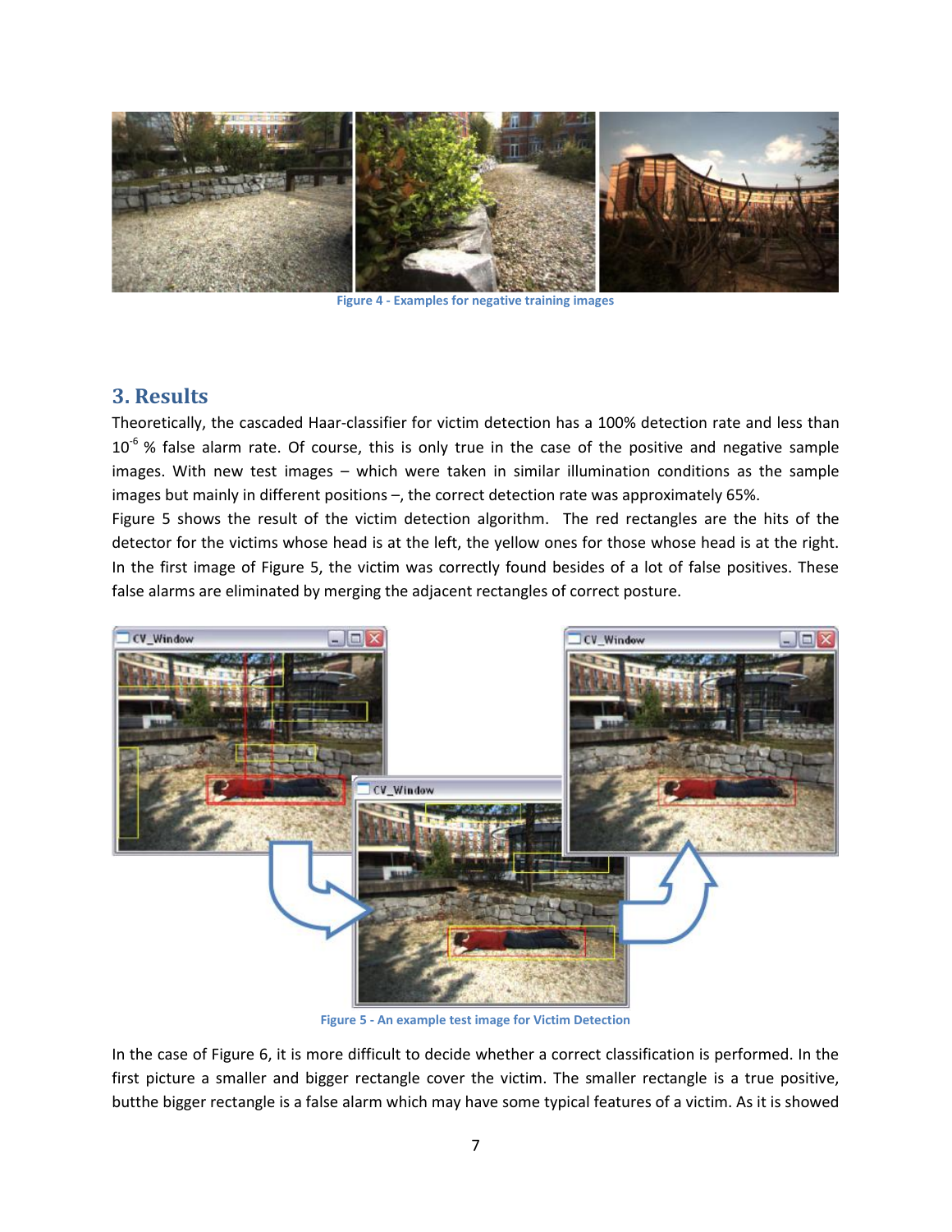Figure 4 - Examples for negative training images

## 3. Results

Theoretically, the cascaded Haar-classifier for victim detection has a 100% detection rate and less than $10^{-6}$ % false alarm rate. Of course, this is only true in the case of the positive and negative sample images. With new test images – which were taken in similar illumination conditions as the sample images but mainly in different positions –, the correct detection rate was approximately 65%.

Figure 5 shows the result of the victim detection algorithm. The red rectangles are the hits of the detector for the victims whose head is at the left, the yellow ones for those whose head is at the right. In the first image of Figure 5, the victim was correctly found besides of a lot of false positives. These false alarms are eliminated by merging the adjacent rectangles of correct posture.

Figure 5 - An example test image for Victim Detection

In the case of Figure 6, it is more difficult to decide whether a correct classification is performed. In the first picture a smaller and bigger rectangle cover the victim. The smaller rectangle is a true positive, butthe bigger rectangle is a false alarm which may have some typical features of a victim. As it is showed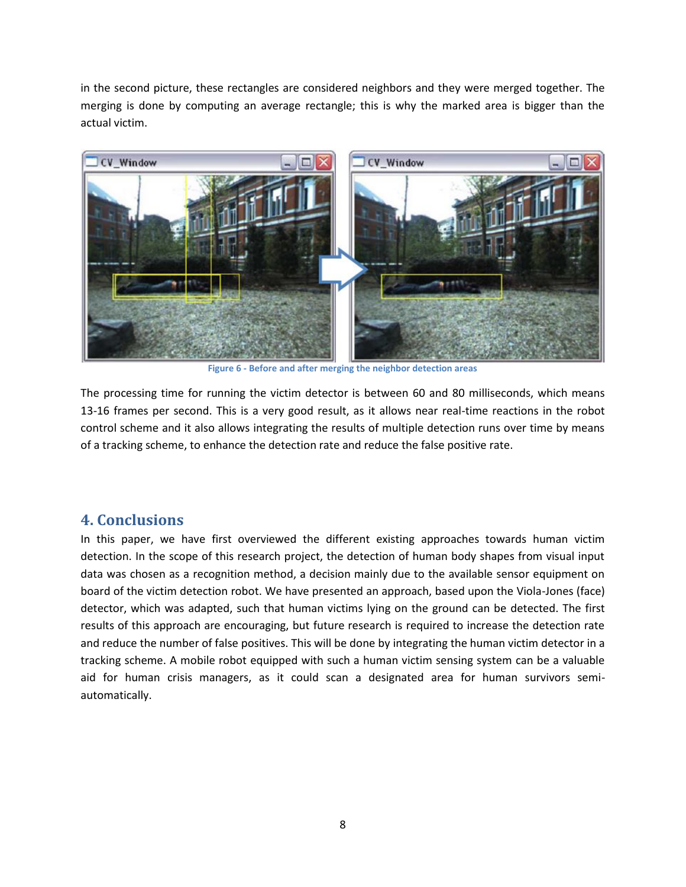in the second picture, these rectangles are considered neighbors and they were merged together. The merging is done by computing an average rectangle; this is why the marked area is bigger than the actual victim.

Figure 6 - Before and after merging the neighbor detection areas

The processing time for running the victim detector is between 60 and 80 milliseconds, which means 13-16 frames per second. This is a very good result, as it allows near real-time reactions in the robot control scheme and it also allows integrating the results of multiple detection runs over time by means of a tracking scheme, to enhance the detection rate and reduce the false positive rate.

## 4. Conclusions

In this paper, we have first overviewed the different existing approaches towards human victim detection. In the scope of this research project, the detection of human body shapes from visual input data was chosen as a recognition method, a decision mainly due to the available sensor equipment on board of the victim detection robot. We have presented an approach, based upon the Viola-Jones (face) detector, which was adapted, such that human victims lying on the ground can be detected. The first results of this approach are encouraging, but future research is required to increase the detection rate and reduce the number of false positives. This will be done by integrating the human victim detector in a tracking scheme. A mobile robot equipped with such a human victim sensing system can be a valuable aid for human crisis managers, as it could scan a designated area for human survivors semi-automatically.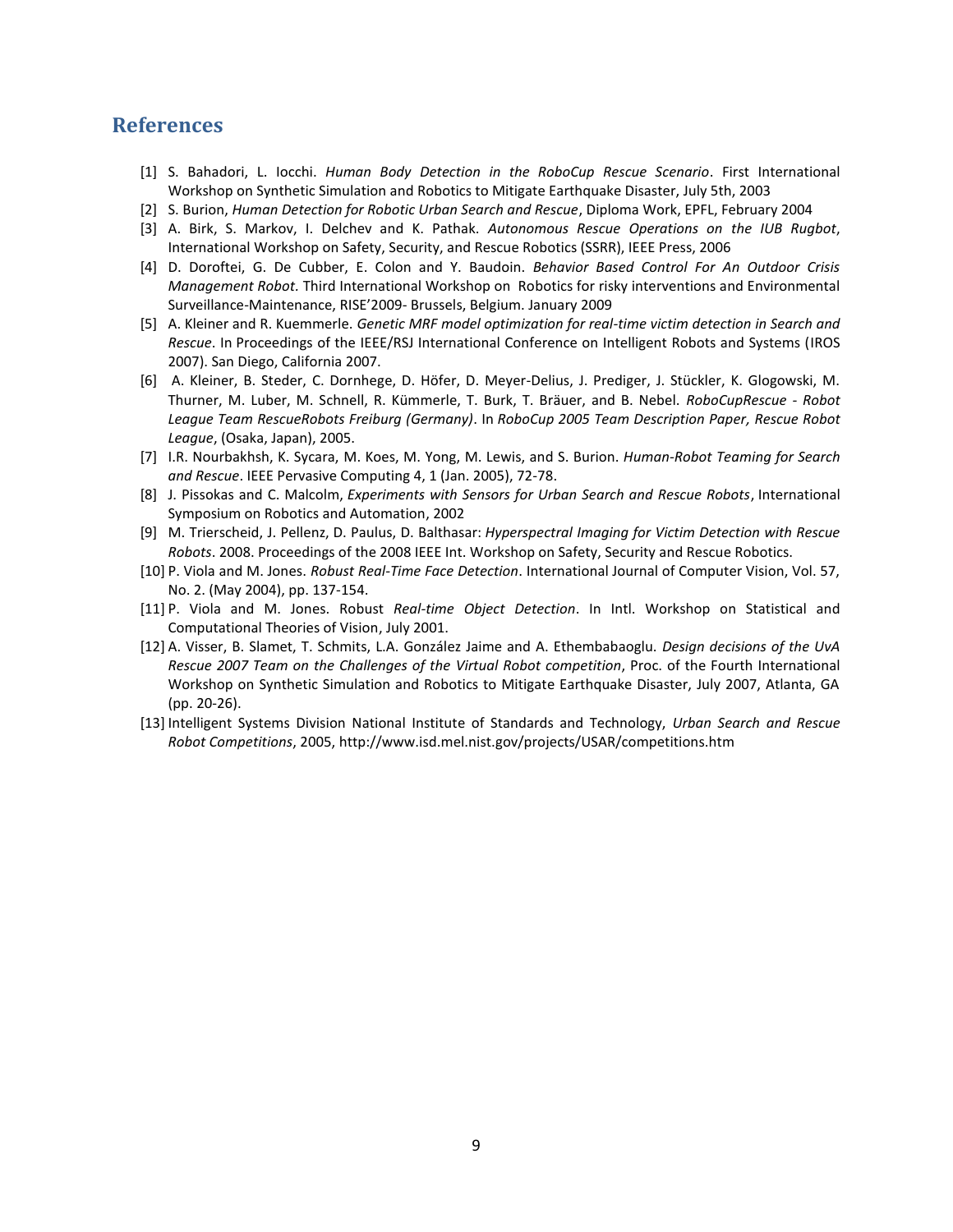## References

[1] S. Bahadori, L. Iocchi. *Human Body Detection in the RoboCup Rescue Scenario*. First International Workshop on Synthetic Simulation and Robotics to Mitigate Earthquake Disaster, July 5th, 2003

[2] S. Burion, *Human Detection for Robotic Urban Search and Rescue*, Diploma Work, EPFL, February 2004

[3] A. Birk, S. Markov, I. Delchev and K. Pathak. *Autonomous Rescue Operations on the IUB Rugbot*, International Workshop on Safety, Security, and Rescue Robotics (SSRR), IEEE Press, 2006

[4] D. Doroftei, G. De Cubber, E. Colon and Y. Baudoin. *Behavior Based Control For An Outdoor Crisis Management Robot*. Third International Workshop on Robotics for risky interventions and Environmental Surveillance-Maintenance, RISE'2009- Brussels, Belgium. January 2009

[5] A. Kleiner and R. Kuemmerle. *Genetic MRF model optimization for real-time victim detection in Search and Rescue*. In Proceedings of the IEEE/RSJ International Conference on Intelligent Robots and Systems (IROS 2007). San Diego, California 2007.

[6] A. Kleiner, B. Steder, C. Dornhege, D. Höfer, D. Meyer-Delius, J. Prediger, J. Stückler, K. Glogowski, M. Thurner, M. Luber, M. Schnell, R. Kümmerle, T. Burk, T. Bräuer, and B. Nebel. *RoboCupRescue - Robot League Team RescueRobots Freiburg (Germany)*. In *RoboCup 2005 Team Description Paper, Rescue Robot League*, (Osaka, Japan), 2005.

[7] I.R. Nourbakhsh, K. Sycara, M. Koes, M. Yong, M. Lewis, and S. Burion. *Human-Robot Teaming for Search and Rescue*. IEEE Pervasive Computing 4, 1 (Jan. 2005), 72-78.

[8] J. Pissokas and C. Malcolm, *Experiments with Sensors for Urban Search and Rescue Robots*, International Symposium on Robotics and Automation, 2002

[9] M. Trierscheid, J. Pellenz, D. Paulus, D. Balthasar: *Hyperspectral Imaging for Victim Detection with Rescue Robots*. 2008. Proceedings of the 2008 IEEE Int. Workshop on Safety, Security and Rescue Robotics.

[10] P. Viola and M. Jones. *Robust Real-Time Face Detection*. International Journal of Computer Vision, Vol. 57, No. 2. (May 2004), pp. 137-154.

[11] P. Viola and M. Jones. Robust *Real-time Object Detection*. In Intl. Workshop on Statistical and Computational Theories of Vision, July 2001.

[12] A. Visser, B. Slamet, T. Schmits, L.A. González Jaime and A. Ethembabaoglu. *Design decisions of the UvA Rescue 2007 Team on the Challenges of the Virtual Robot competition*, Proc. of the Fourth International Workshop on Synthetic Simulation and Robotics to Mitigate Earthquake Disaster, July 2007, Atlanta, GA (pp. 20-26).

[13] Intelligent Systems Division National Institute of Standards and Technology, *Urban Search and Rescue Robot Competitions*, 2005, http://www.isd.mel.nist.gov/projects/USAR/competitions.htm